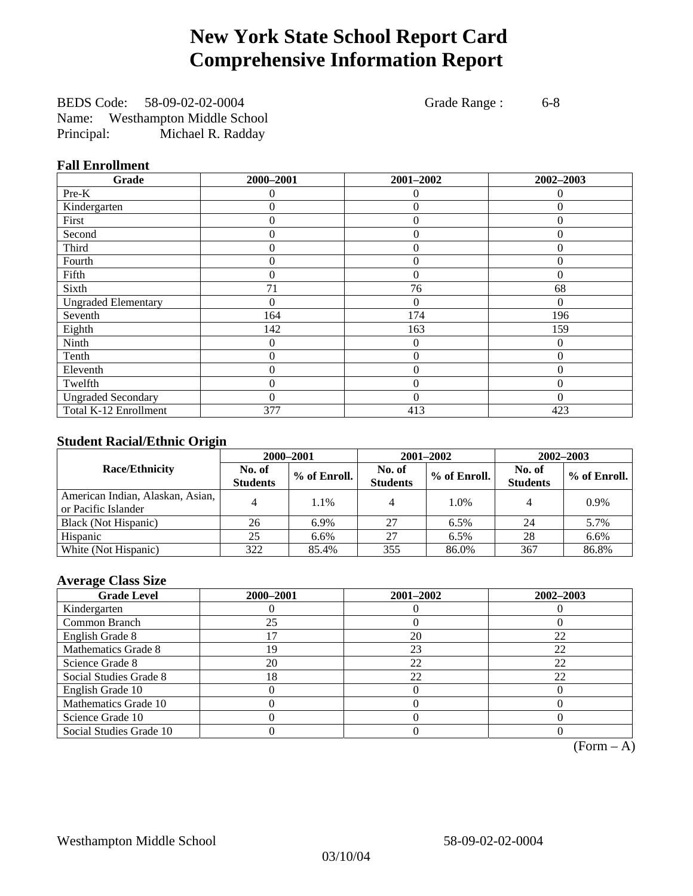# New York State School Report Card
# Comprehensive Information Report

BEDS Code: 58-09-02-02-0004 Grade Range : 6-8
Name: Westhampton Middle School
Principal: Michael R. Radday

### Fall Enrollment

| Grade | 2000–2001 | 2001–2002 | 2002–2003 |
|---|---|---|---|
| Pre-K | 0 | 0 | 0 |
| Kindergarten | 0 | 0 | 0 |
| First | 0 | 0 | 0 |
| Second | 0 | 0 | 0 |
| Third | 0 | 0 | 0 |
| Fourth | 0 | 0 | 0 |
| Fifth | 0 | 0 | 0 |
| Sixth | 71 | 76 | 68 |
| Ungraded Elementary | 0 | 0 | 0 |
| Seventh | 164 | 174 | 196 |
| Eighth | 142 | 163 | 159 |
| Ninth | 0 | 0 | 0 |
| Tenth | 0 | 0 | 0 |
| Eleventh | 0 | 0 | 0 |
| Twelfth | 0 | 0 | 0 |
| Ungraded Secondary | 0 | 0 | 0 |
| Total K-12 Enrollment | 377 | 413 | 423 |

### Student Racial/Ethnic Origin

| Race/Ethnicity | 2000–2001 | | 2001–2002 | | 2002–2003 | |
|---|---|---|---|---|---|---|
| | No. of Students | % of Enroll. | No. of Students | % of Enroll. | No. of Students | % of Enroll. |
| American Indian, Alaskan, Asian, or Pacific Islander | 4 | 1.1% | 4 | 1.0% | 4 | 0.9% |
| Black (Not Hispanic) | 26 | 6.9% | 27 | 6.5% | 24 | 5.7% |
| Hispanic | 25 | 6.6% | 27 | 6.5% | 28 | 6.6% |
| White (Not Hispanic) | 322 | 85.4% | 355 | 86.0% | 367 | 86.8% |

### Average Class Size

| Grade Level | 2000–2001 | 2001–2002 | 2002–2003 |
|---|---|---|---|
| Kindergarten | 0 | 0 | 0 |
| Common Branch | 25 | 0 | 0 |
| English Grade 8 | 17 | 20 | 22 |
| Mathematics Grade 8 | 19 | 23 | 22 |
| Science Grade 8 | 20 | 22 | 22 |
| Social Studies Grade 8 | 18 | 22 | 22 |
| English Grade 10 | 0 | 0 | 0 |
| Mathematics Grade 10 | 0 | 0 | 0 |
| Science Grade 10 | 0 | 0 | 0 |
| Social Studies Grade 10 | 0 | 0 | 0 |

(Form – A)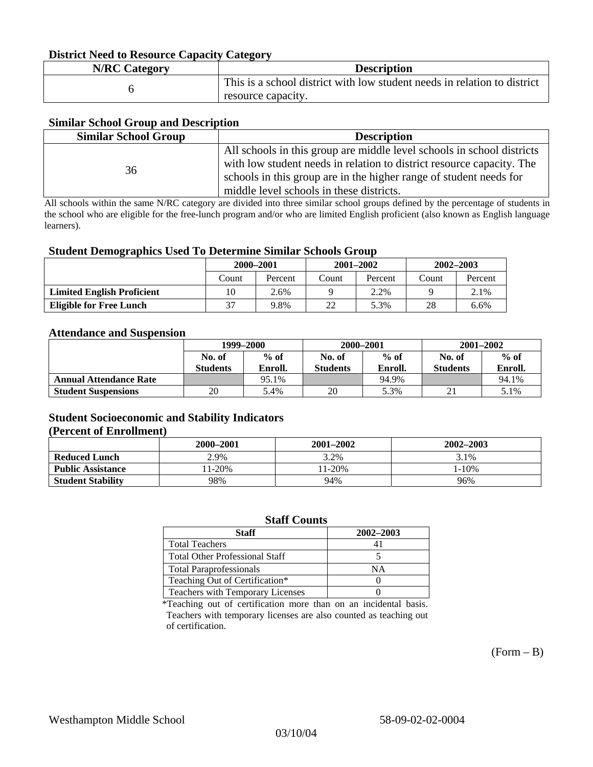### District Need to Resource Capacity Category

| N/RC Category | Description |
|---|---|
| 6 | This is a school district with low student needs in relation to district resource capacity. |

### Similar School Group and Description

| Similar School Group | Description |
|---|---|
| 36 | All schools in this group are middle level schools in school districts with low student needs in relation to district resource capacity. The schools in this group are in the higher range of student needs for middle level schools in these districts. |

All schools within the same N/RC category are divided into three similar school groups defined by the percentage of students in the school who are eligible for the free-lunch program and/or who are limited English proficient (also known as English language learners).

### Student Demographics Used To Determine Similar Schools Group

| | 2000–2001 | | 2001–2002 | | 2002–2003 | |
|---|---|---|---|---|---|---|
| | Count | Percent | Count | Percent | Count | Percent |
| **Limited English Proficient** | 10 | 2.6% | 9 | 2.2% | 9 | 2.1% |
| **Eligible for Free Lunch** | 37 | 9.8% | 22 | 5.3% | 28 | 6.6% |

### Attendance and Suspension

| | 1999–2000 | | 2000–2001 | | 2001–2002 | |
|---|---|---|---|---|---|---|
| | No. of Students | % of Enroll. | No. of Students | % of Enroll. | No. of Students | % of Enroll. |
| **Annual Attendance Rate** | | 95.1% | | 94.9% | | 94.1% |
| **Student Suspensions** | 20 | 5.4% | 20 | 5.3% | 21 | 5.1% |

### Student Socioeconomic and Stability Indicators (Percent of Enrollment)

| | 2000–2001 | 2001–2002 | 2002–2003 |
|---|---|---|---|
| **Reduced Lunch** | 2.9% | 3.2% | 3.1% |
| **Public Assistance** | 11-20% | 11-20% | 1-10% |
| **Student Stability** | 98% | 94% | 96% |

### Staff Counts

| Staff | 2002–2003 |
|---|---|
| Total Teachers | 41 |
| Total Other Professional Staff | 5 |
| Total Paraprofessionals | NA |
| Teaching Out of Certification* | 0 |
| Teachers with Temporary Licenses | 0 |

*Teaching out of certification more than on an incidental basis. Teachers with temporary licenses are also counted as teaching out of certification.

(Form – B)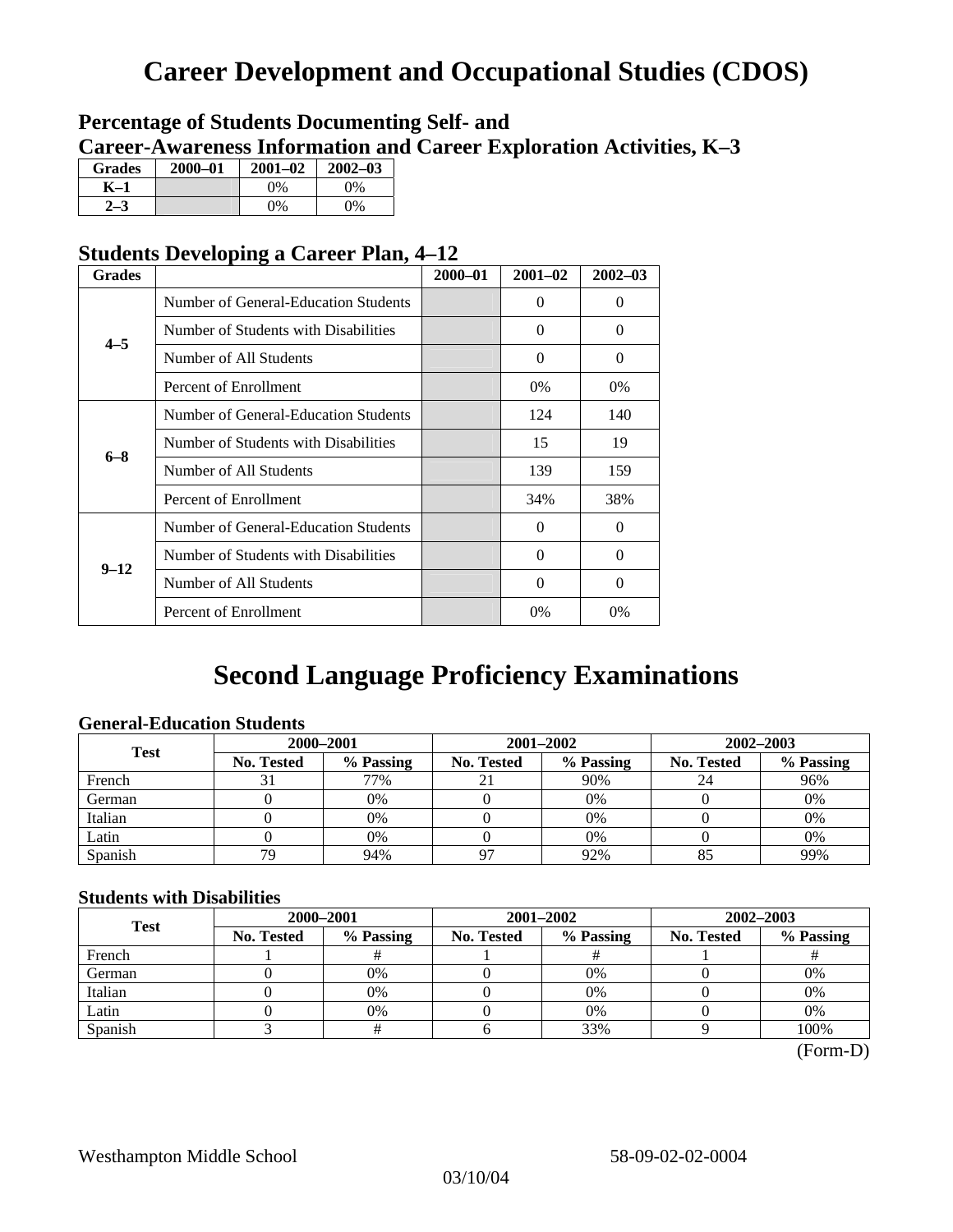# Career Development and Occupational Studies (CDOS)

## Percentage of Students Documenting Self- and Career-Awareness Information and Career Exploration Activities, K–3

| Grades | 2000–01 | 2001–02 | 2002–03 |
|---|---|---|---|
| K–1 | | 0% | 0% |
| 2–3 | | 0% | 0% |

## Students Developing a Career Plan, 4–12

| Grades | | 2000–01 | 2001–02 | 2002–03 |
|---|---|---|---|---|
| 4–5 | Number of General-Education Students | | 0 | 0 |
| | Number of Students with Disabilities | | 0 | 0 |
| | Number of All Students | | 0 | 0 |
| | Percent of Enrollment | | 0% | 0% |
| 6–8 | Number of General-Education Students | | 124 | 140 |
| | Number of Students with Disabilities | | 15 | 19 |
| | Number of All Students | | 139 | 159 |
| | Percent of Enrollment | | 34% | 38% |
| 9–12 | Number of General-Education Students | | 0 | 0 |
| | Number of Students with Disabilities | | 0 | 0 |
| | Number of All Students | | 0 | 0 |
| | Percent of Enrollment | | 0% | 0% |

# Second Language Proficiency Examinations

### General-Education Students

| Test | 2000–2001 | | 2001–2002 | | 2002–2003 | |
|---|---|---|---|---|---|---|
| | No. Tested | % Passing | No. Tested | % Passing | No. Tested | % Passing |
| French | 31 | 77% | 21 | 90% | 24 | 96% |
| German | 0 | 0% | 0 | 0% | 0 | 0% |
| Italian | 0 | 0% | 0 | 0% | 0 | 0% |
| Latin | 0 | 0% | 0 | 0% | 0 | 0% |
| Spanish | 79 | 94% | 97 | 92% | 85 | 99% |

### Students with Disabilities

| Test | 2000–2001 | | 2001–2002 | | 2002–2003 | |
|---|---|---|---|---|---|---|
| | No. Tested | % Passing | No. Tested | % Passing | No. Tested | % Passing |
| French | 1 | # | 1 | # | 1 | # |
| German | 0 | 0% | 0 | 0% | 0 | 0% |
| Italian | 0 | 0% | 0 | 0% | 0 | 0% |
| Latin | 0 | 0% | 0 | 0% | 0 | 0% |
| Spanish | 3 | # | 6 | 33% | 9 | 100% |

(Form-D)

Westhampton Middle School 58-09-02-02-0004

03/10/04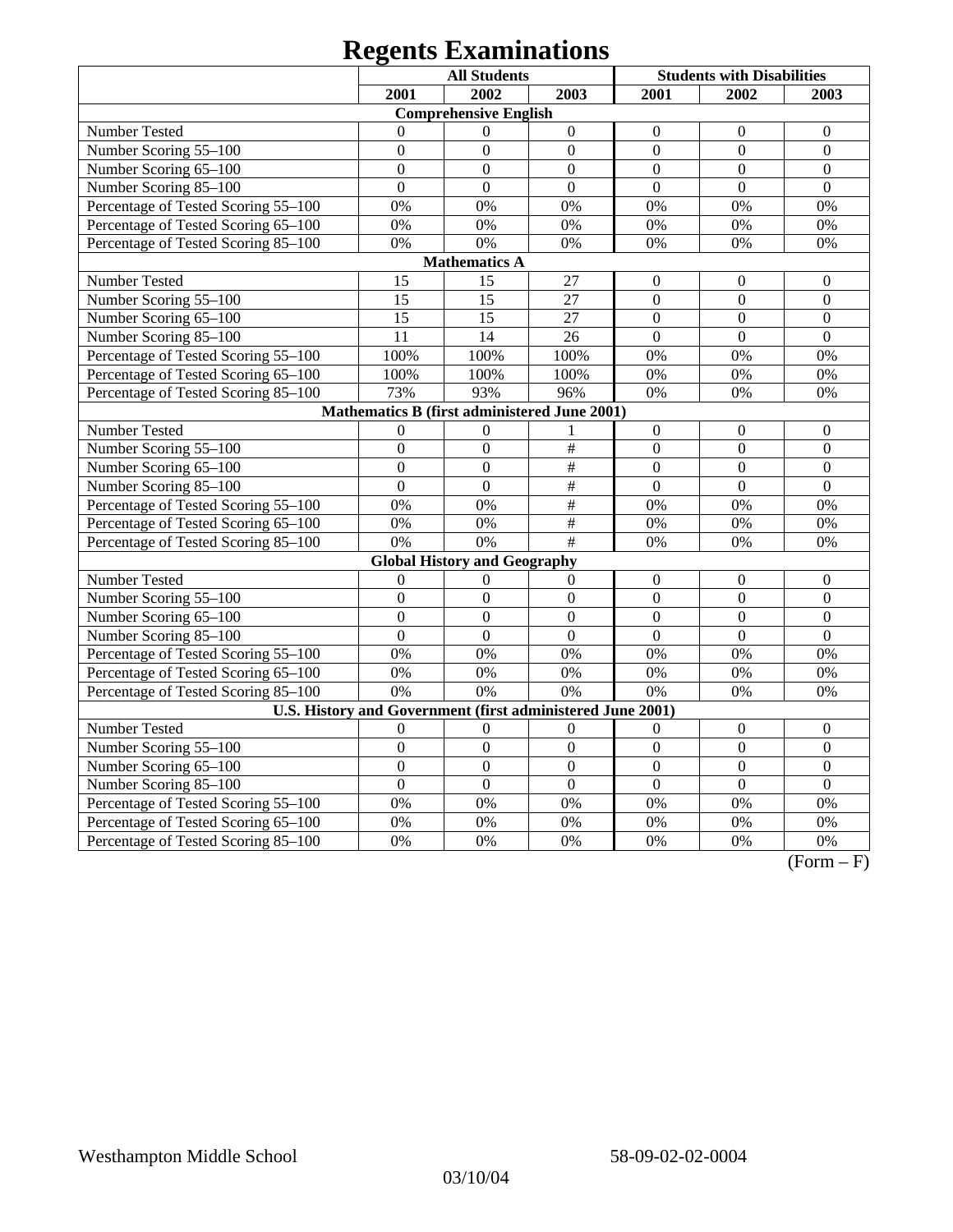# Regents Examinations

| | All Students | | | Students with Disabilities | | |
|---|---|---|---|---|---|---|
| | 2001 | 2002 | 2003 | 2001 | 2002 | 2003 |
| **Comprehensive English** | | | | | | |
| Number Tested | 0 | 0 | 0 | 0 | 0 | 0 |
| Number Scoring 55–100 | 0 | 0 | 0 | 0 | 0 | 0 |
| Number Scoring 65–100 | 0 | 0 | 0 | 0 | 0 | 0 |
| Number Scoring 85–100 | 0 | 0 | 0 | 0 | 0 | 0 |
| Percentage of Tested Scoring 55–100 | 0% | 0% | 0% | 0% | 0% | 0% |
| Percentage of Tested Scoring 65–100 | 0% | 0% | 0% | 0% | 0% | 0% |
| Percentage of Tested Scoring 85–100 | 0% | 0% | 0% | 0% | 0% | 0% |
| **Mathematics A** | | | | | | |
| Number Tested | 15 | 15 | 27 | 0 | 0 | 0 |
| Number Scoring 55–100 | 15 | 15 | 27 | 0 | 0 | 0 |
| Number Scoring 65–100 | 15 | 15 | 27 | 0 | 0 | 0 |
| Number Scoring 85–100 | 11 | 14 | 26 | 0 | 0 | 0 |
| Percentage of Tested Scoring 55–100 | 100% | 100% | 100% | 0% | 0% | 0% |
| Percentage of Tested Scoring 65–100 | 100% | 100% | 100% | 0% | 0% | 0% |
| Percentage of Tested Scoring 85–100 | 73% | 93% | 96% | 0% | 0% | 0% |
| **Mathematics B (first administered June 2001)** | | | | | | |
| Number Tested | 0 | 0 | 1 | 0 | 0 | 0 |
| Number Scoring 55–100 | 0 | 0 | # | 0 | 0 | 0 |
| Number Scoring 65–100 | 0 | 0 | # | 0 | 0 | 0 |
| Number Scoring 85–100 | 0 | 0 | # | 0 | 0 | 0 |
| Percentage of Tested Scoring 55–100 | 0% | 0% | # | 0% | 0% | 0% |
| Percentage of Tested Scoring 65–100 | 0% | 0% | # | 0% | 0% | 0% |
| Percentage of Tested Scoring 85–100 | 0% | 0% | # | 0% | 0% | 0% |
| **Global History and Geography** | | | | | | |
| Number Tested | 0 | 0 | 0 | 0 | 0 | 0 |
| Number Scoring 55–100 | 0 | 0 | 0 | 0 | 0 | 0 |
| Number Scoring 65–100 | 0 | 0 | 0 | 0 | 0 | 0 |
| Number Scoring 85–100 | 0 | 0 | 0 | 0 | 0 | 0 |
| Percentage of Tested Scoring 55–100 | 0% | 0% | 0% | 0% | 0% | 0% |
| Percentage of Tested Scoring 65–100 | 0% | 0% | 0% | 0% | 0% | 0% |
| Percentage of Tested Scoring 85–100 | 0% | 0% | 0% | 0% | 0% | 0% |
| **U.S. History and Government (first administered June 2001)** | | | | | | |
| Number Tested | 0 | 0 | 0 | 0 | 0 | 0 |
| Number Scoring 55–100 | 0 | 0 | 0 | 0 | 0 | 0 |
| Number Scoring 65–100 | 0 | 0 | 0 | 0 | 0 | 0 |
| Number Scoring 85–100 | 0 | 0 | 0 | 0 | 0 | 0 |
| Percentage of Tested Scoring 55–100 | 0% | 0% | 0% | 0% | 0% | 0% |
| Percentage of Tested Scoring 65–100 | 0% | 0% | 0% | 0% | 0% | 0% |
| Percentage of Tested Scoring 85–100 | 0% | 0% | 0% | 0% | 0% | 0% |

(Form – F)

Westhampton Middle School 58-09-02-02-0004

03/10/04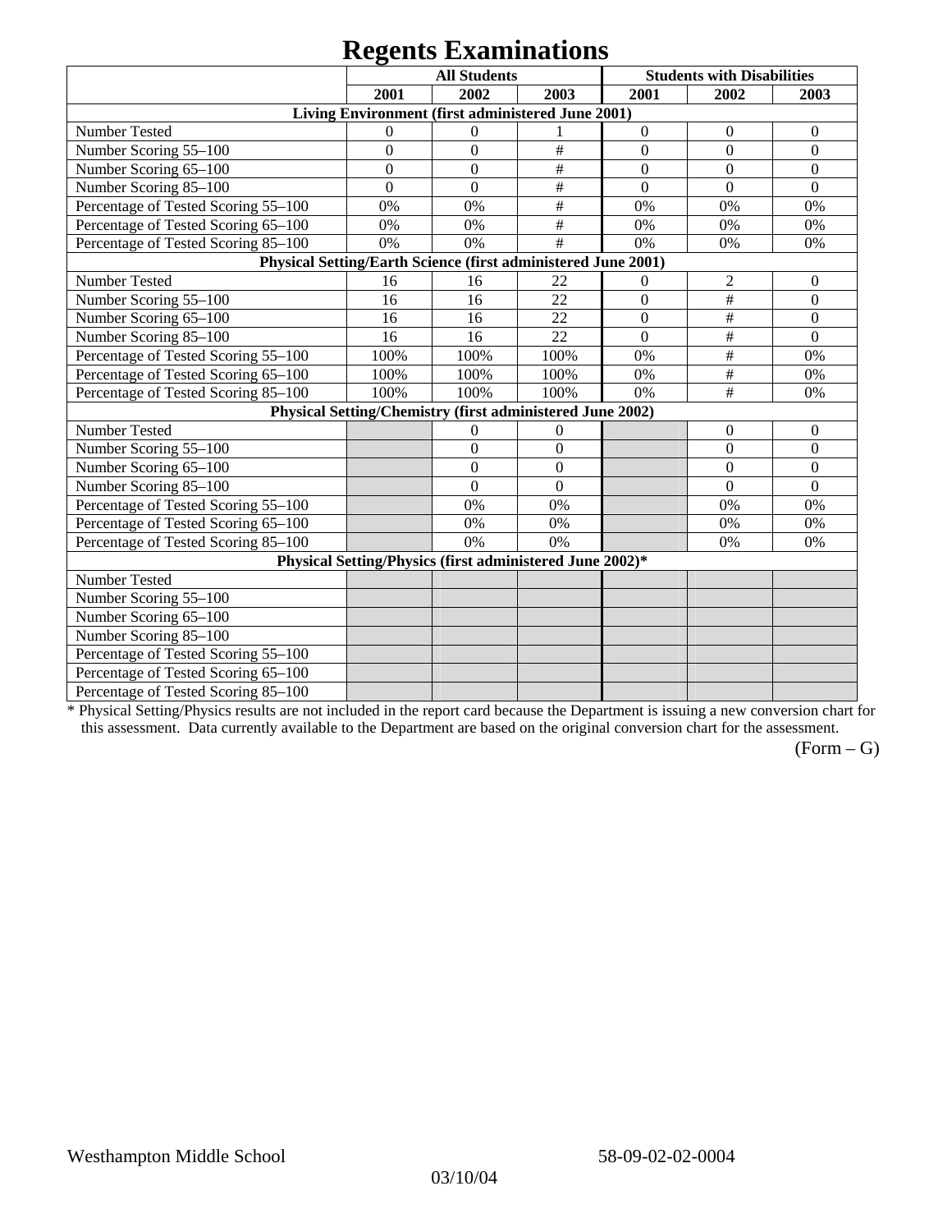# Regents Examinations

| | All Students | | | Students with Disabilities | | |
|---|---|---|---|---|---|---|
| | 2001 | 2002 | 2003 | 2001 | 2002 | 2003 |
| **Living Environment (first administered June 2001)** | | | | | | |
| Number Tested | 0 | 0 | 1 | 0 | 0 | 0 |
| Number Scoring 55–100 | 0 | 0 | # | 0 | 0 | 0 |
| Number Scoring 65–100 | 0 | 0 | # | 0 | 0 | 0 |
| Number Scoring 85–100 | 0 | 0 | # | 0 | 0 | 0 |
| Percentage of Tested Scoring 55–100 | 0% | 0% | # | 0% | 0% | 0% |
| Percentage of Tested Scoring 65–100 | 0% | 0% | # | 0% | 0% | 0% |
| Percentage of Tested Scoring 85–100 | 0% | 0% | # | 0% | 0% | 0% |
| **Physical Setting/Earth Science (first administered June 2001)** | | | | | | |
| Number Tested | 16 | 16 | 22 | 0 | 2 | 0 |
| Number Scoring 55–100 | 16 | 16 | 22 | 0 | # | 0 |
| Number Scoring 65–100 | 16 | 16 | 22 | 0 | # | 0 |
| Number Scoring 85–100 | 16 | 16 | 22 | 0 | # | 0 |
| Percentage of Tested Scoring 55–100 | 100% | 100% | 100% | 0% | # | 0% |
| Percentage of Tested Scoring 65–100 | 100% | 100% | 100% | 0% | # | 0% |
| Percentage of Tested Scoring 85–100 | 100% | 100% | 100% | 0% | # | 0% |
| **Physical Setting/Chemistry (first administered June 2002)** | | | | | | |
| Number Tested | | 0 | 0 | | 0 | 0 |
| Number Scoring 55–100 | | 0 | 0 | | 0 | 0 |
| Number Scoring 65–100 | | 0 | 0 | | 0 | 0 |
| Number Scoring 85–100 | | 0 | 0 | | 0 | 0 |
| Percentage of Tested Scoring 55–100 | | 0% | 0% | | 0% | 0% |
| Percentage of Tested Scoring 65–100 | | 0% | 0% | | 0% | 0% |
| Percentage of Tested Scoring 85–100 | | 0% | 0% | | 0% | 0% |
| **Physical Setting/Physics (first administered June 2002)*** | | | | | | |
| Number Tested | | | | | | |
| Number Scoring 55–100 | | | | | | |
| Number Scoring 65–100 | | | | | | |
| Number Scoring 85–100 | | | | | | |
| Percentage of Tested Scoring 55–100 | | | | | | |
| Percentage of Tested Scoring 65–100 | | | | | | |
| Percentage of Tested Scoring 85–100 | | | | | | |

* Physical Setting/Physics results are not included in the report card because the Department is issuing a new conversion chart for this assessment. Data currently available to the Department are based on the original conversion chart for the assessment.

(Form – G)

Westhampton Middle School 58-09-02-02-0004

03/10/04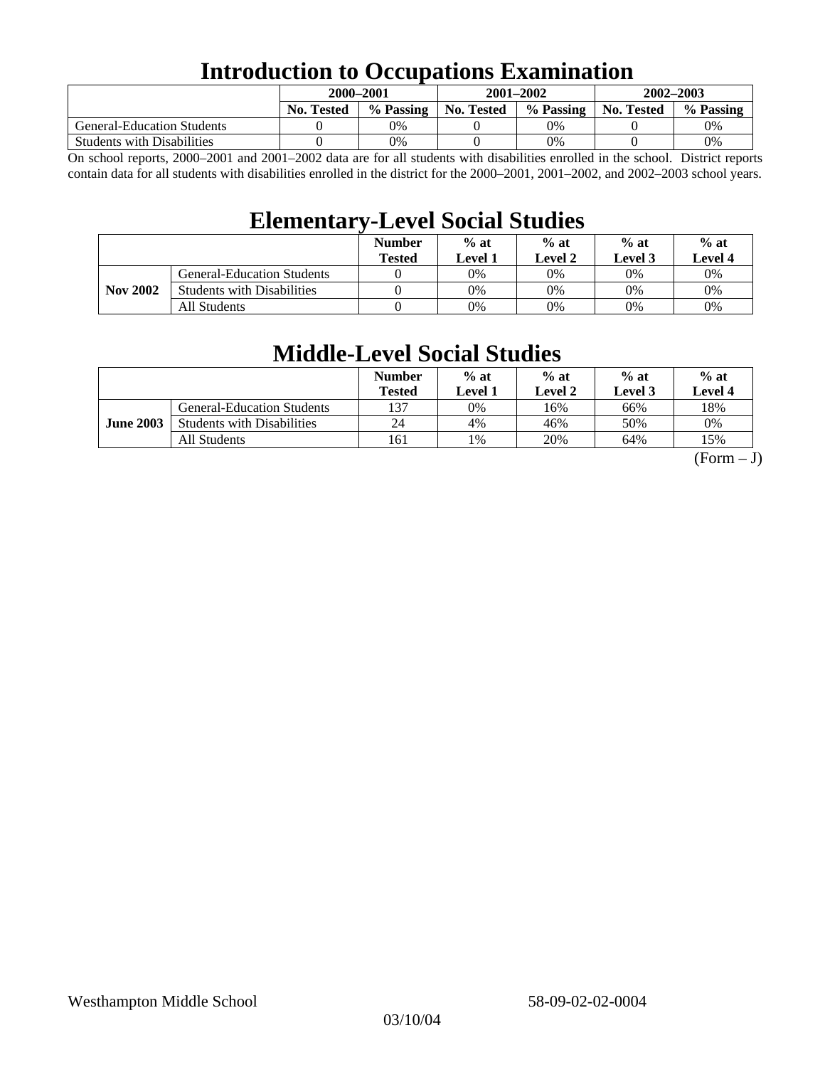## Introduction to Occupations Examination

| | 2000–2001 | | 2001–2002 | | 2002–2003 | |
|---|---|---|---|---|---|---|
| | No. Tested | % Passing | No. Tested | % Passing | No. Tested | % Passing |
| General-Education Students | 0 | 0% | 0 | 0% | 0 | 0% |
| Students with Disabilities | 0 | 0% | 0 | 0% | 0 | 0% |

On school reports, 2000–2001 and 2001–2002 data are for all students with disabilities enrolled in the school. District reports contain data for all students with disabilities enrolled in the district for the 2000–2001, 2001–2002, and 2002–2003 school years.

## Elementary-Level Social Studies

| | | Number Tested | % at Level 1 | % at Level 2 | % at Level 3 | % at Level 4 |
|---|---|---|---|---|---|---|
| **Nov 2002** | General-Education Students | 0 | 0% | 0% | 0% | 0% |
| | Students with Disabilities | 0 | 0% | 0% | 0% | 0% |
| | All Students | 0 | 0% | 0% | 0% | 0% |

## Middle-Level Social Studies

| | | Number Tested | % at Level 1 | % at Level 2 | % at Level 3 | % at Level 4 |
|---|---|---|---|---|---|---|
| **June 2003** | General-Education Students | 137 | 0% | 16% | 66% | 18% |
| | Students with Disabilities | 24 | 4% | 46% | 50% | 0% |
| | All Students | 161 | 1% | 20% | 64% | 15% |

(Form – J)